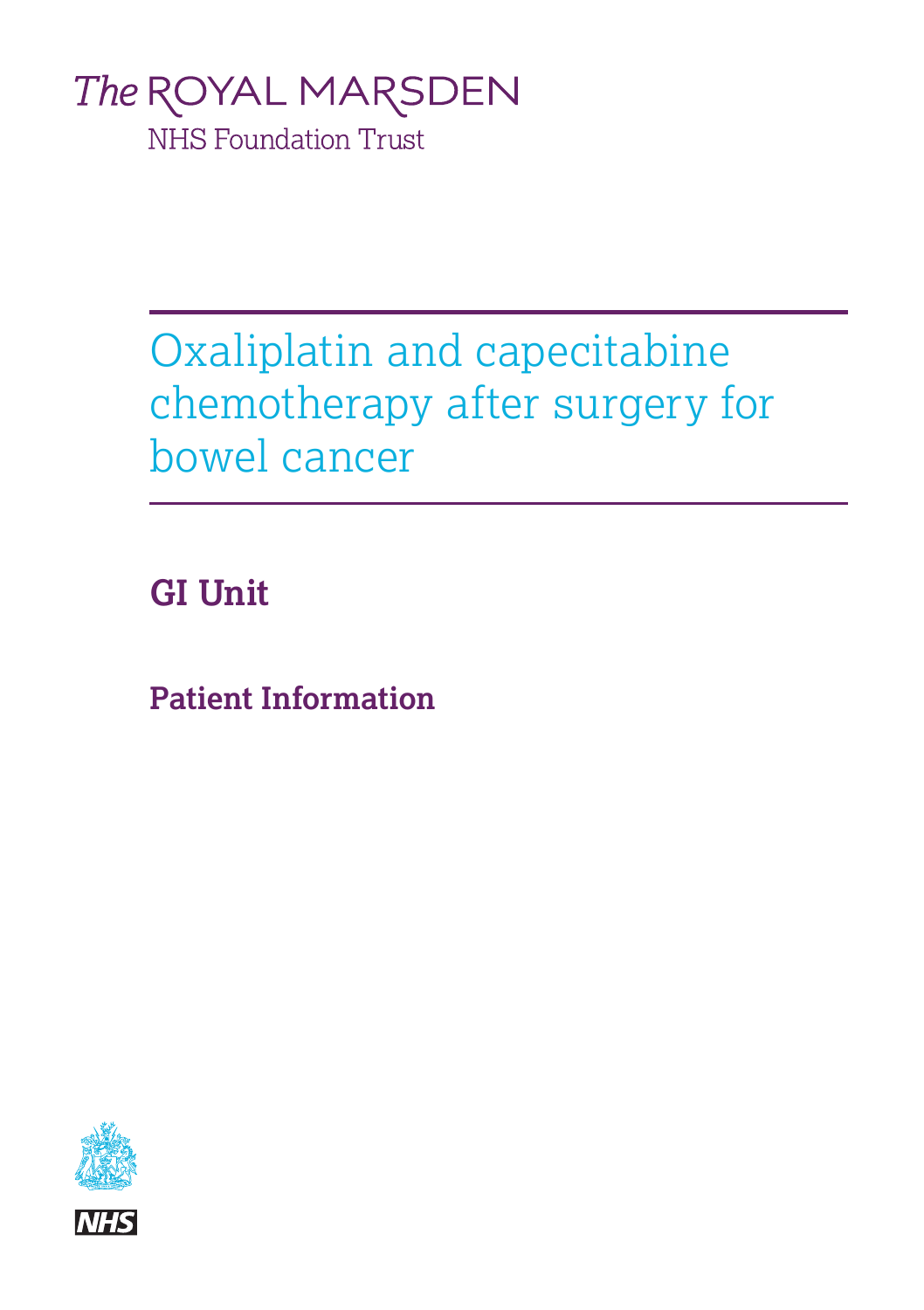The ROYAL MARSDEN

NHS Foundation Trust

# Oxaliplatin and capecitabine chemotherapy after surgery for bowel cancer

## GI Unit

### Patient Information

NHS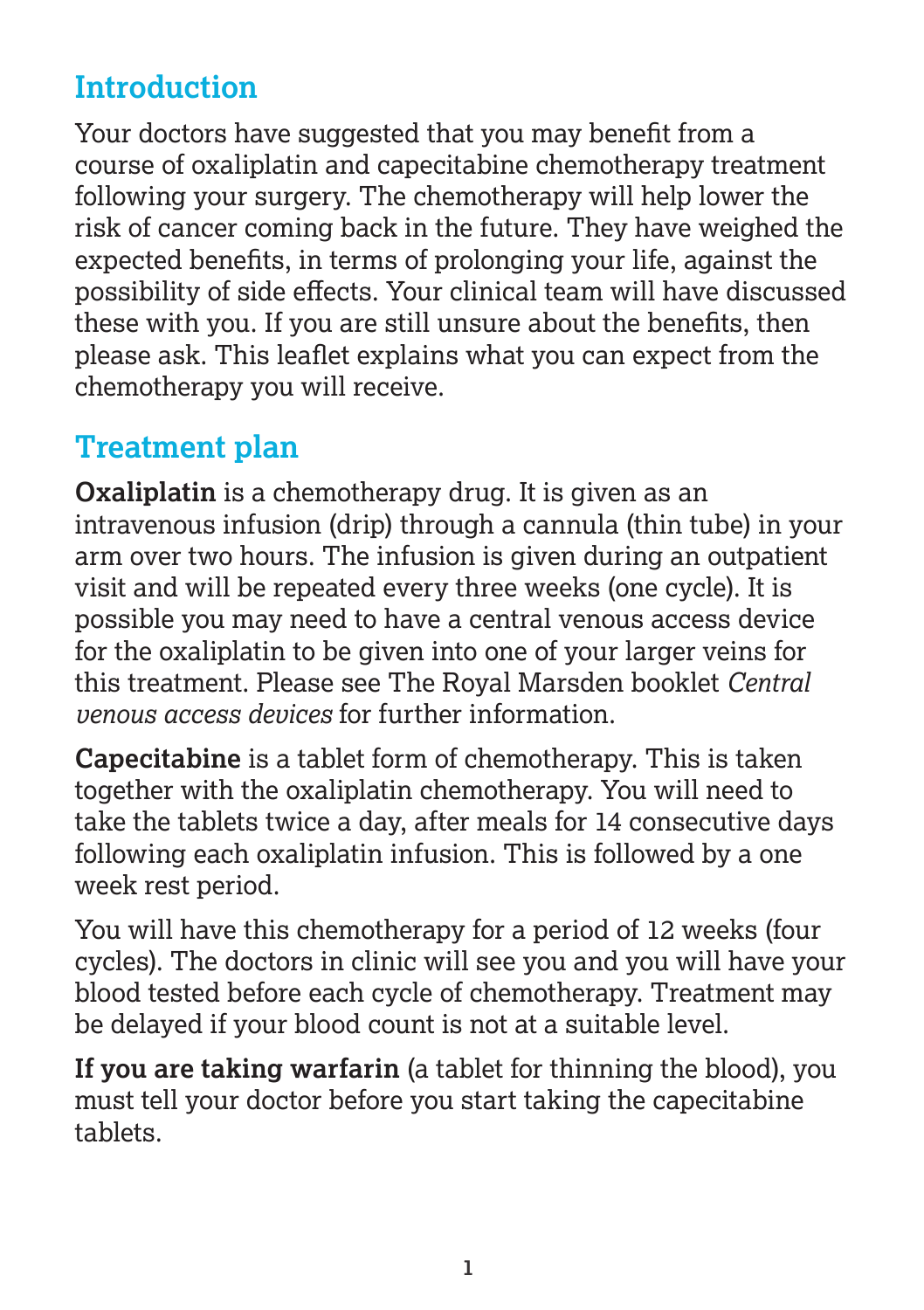## Introduction

Your doctors have suggested that you may benefit from a course of oxaliplatin and capecitabine chemotherapy treatment following your surgery. The chemotherapy will help lower the risk of cancer coming back in the future. They have weighed the expected benefits, in terms of prolonging your life, against the possibility of side effects. Your clinical team will have discussed these with you. If you are still unsure about the benefits, then please ask. This leaflet explains what you can expect from the chemotherapy you will receive.

## Treatment plan

**Oxaliplatin** is a chemotherapy drug. It is given as an intravenous infusion (drip) through a cannula (thin tube) in your arm over two hours. The infusion is given during an outpatient visit and will be repeated every three weeks (one cycle). It is possible you may need to have a central venous access device for the oxaliplatin to be given into one of your larger veins for this treatment. Please see The Royal Marsden booklet *Central venous access devices* for further information.

**Capecitabine** is a tablet form of chemotherapy. This is taken together with the oxaliplatin chemotherapy. You will need to take the tablets twice a day, after meals for 14 consecutive days following each oxaliplatin infusion. This is followed by a one week rest period.

You will have this chemotherapy for a period of 12 weeks (four cycles). The doctors in clinic will see you and you will have your blood tested before each cycle of chemotherapy. Treatment may be delayed if your blood count is not at a suitable level.

**If you are taking warfarin** (a tablet for thinning the blood), you must tell your doctor before you start taking the capecitabine tablets.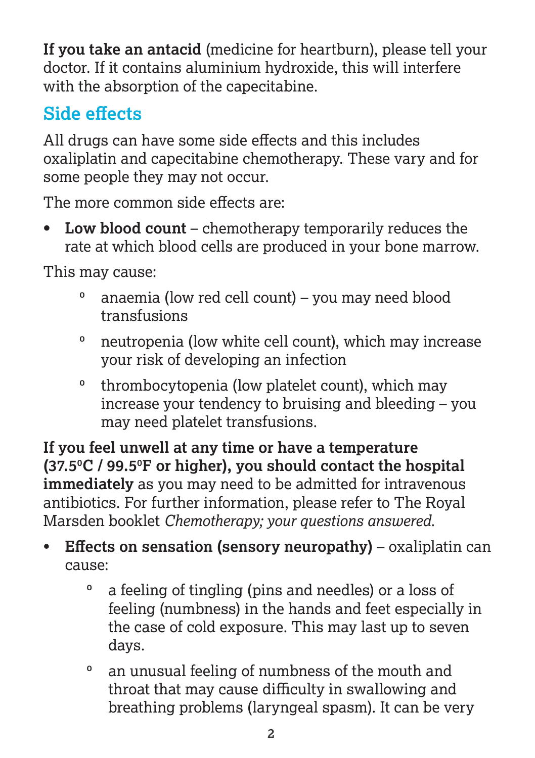**If you take an antacid** (medicine for heartburn), please tell your doctor. If it contains aluminium hydroxide, this will interfere with the absorption of the capecitabine.

## Side effects

All drugs can have some side effects and this includes oxaliplatin and capecitabine chemotherapy. These vary and for some people they may not occur.

The more common side effects are:

- **Low blood count** – chemotherapy temporarily reduces the rate at which blood cells are produced in your bone marrow.

This may cause:

  - anaemia (low red cell count) – you may need blood transfusions
  - neutropenia (low white cell count), which may increase your risk of developing an infection
  - thrombocytopenia (low platelet count), which may increase your tendency to bruising and bleeding – you may need platelet transfusions.

**If you feel unwell at any time or have a temperature (37.5°C / 99.5°F or higher), you should contact the hospital immediately** as you may need to be admitted for intravenous antibiotics. For further information, please refer to The Royal Marsden booklet *Chemotherapy; your questions answered.*

- **Effects on sensation (sensory neuropathy)** – oxaliplatin can cause:
  - a feeling of tingling (pins and needles) or a loss of feeling (numbness) in the hands and feet especially in the case of cold exposure. This may last up to seven days.
  - an unusual feeling of numbness of the mouth and throat that may cause difficulty in swallowing and breathing problems (laryngeal spasm). It can be very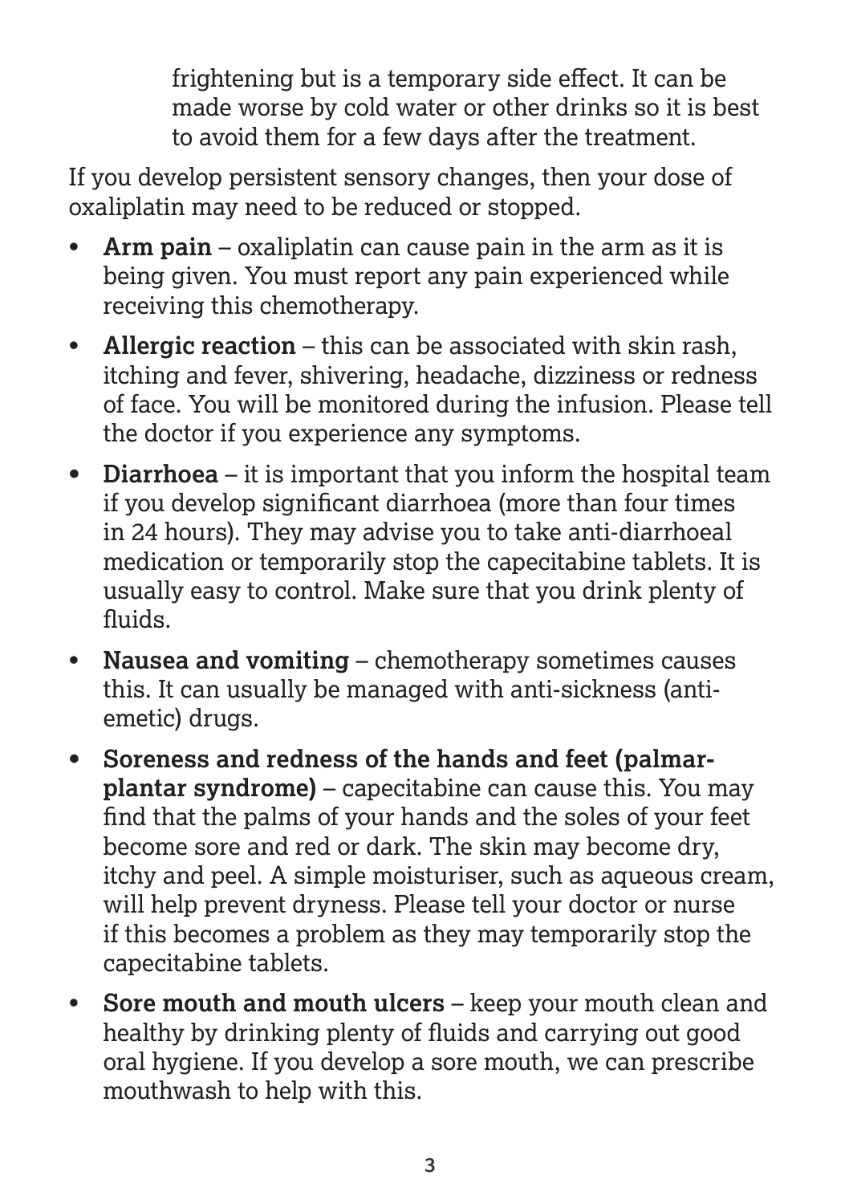frightening but is a temporary side effect. It can be made worse by cold water or other drinks so it is best to avoid them for a few days after the treatment.

If you develop persistent sensory changes, then your dose of oxaliplatin may need to be reduced or stopped.

- **Arm pain** – oxaliplatin can cause pain in the arm as it is being given. You must report any pain experienced while receiving this chemotherapy.
- **Allergic reaction** – this can be associated with skin rash, itching and fever, shivering, headache, dizziness or redness of face. You will be monitored during the infusion. Please tell the doctor if you experience any symptoms.
- **Diarrhoea** – it is important that you inform the hospital team if you develop significant diarrhoea (more than four times in 24 hours). They may advise you to take anti-diarrhoeal medication or temporarily stop the capecitabine tablets. It is usually easy to control. Make sure that you drink plenty of fluids.
- **Nausea and vomiting** – chemotherapy sometimes causes this. It can usually be managed with anti-sickness (anti-emetic) drugs.
- **Soreness and redness of the hands and feet (palmar-plantar syndrome)** – capecitabine can cause this. You may find that the palms of your hands and the soles of your feet become sore and red or dark. The skin may become dry, itchy and peel. A simple moisturiser, such as aqueous cream, will help prevent dryness. Please tell your doctor or nurse if this becomes a problem as they may temporarily stop the capecitabine tablets.
- **Sore mouth and mouth ulcers** – keep your mouth clean and healthy by drinking plenty of fluids and carrying out good oral hygiene. If you develop a sore mouth, we can prescribe mouthwash to help with this.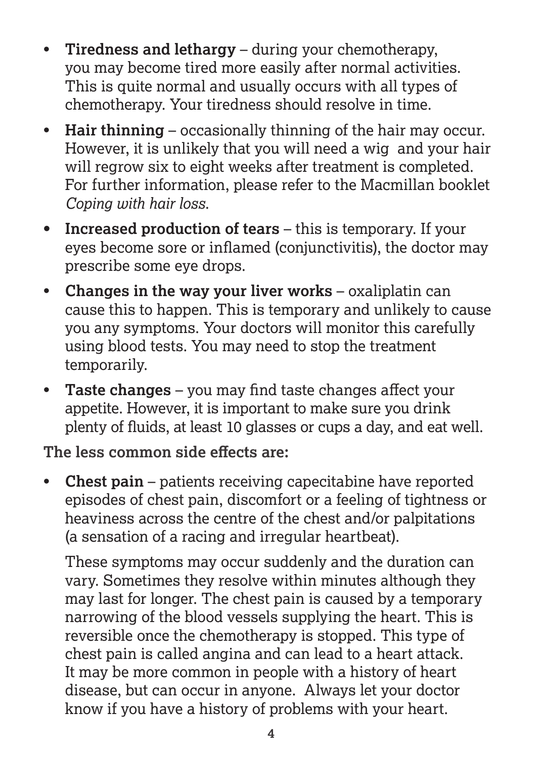- **Tiredness and lethargy** – during your chemotherapy, you may become tired more easily after normal activities. This is quite normal and usually occurs with all types of chemotherapy. Your tiredness should resolve in time.
- **Hair thinning** – occasionally thinning of the hair may occur. However, it is unlikely that you will need a wig and your hair will regrow six to eight weeks after treatment is completed. For further information, please refer to the Macmillan booklet *Coping with hair loss*.
- **Increased production of tears** – this is temporary. If your eyes become sore or inflamed (conjunctivitis), the doctor may prescribe some eye drops.
- **Changes in the way your liver works** – oxaliplatin can cause this to happen. This is temporary and unlikely to cause you any symptoms. Your doctors will monitor this carefully using blood tests. You may need to stop the treatment temporarily.
- **Taste changes** – you may find taste changes affect your appetite. However, it is important to make sure you drink plenty of fluids, at least 10 glasses or cups a day, and eat well.

**The less common side effects are:**

- **Chest pain** – patients receiving capecitabine have reported episodes of chest pain, discomfort or a feeling of tightness or heaviness across the centre of the chest and/or palpitations (a sensation of a racing and irregular heartbeat).

  These symptoms may occur suddenly and the duration can vary. Sometimes they resolve within minutes although they may last for longer. The chest pain is caused by a temporary narrowing of the blood vessels supplying the heart. This is reversible once the chemotherapy is stopped. This type of chest pain is called angina and can lead to a heart attack. It may be more common in people with a history of heart disease, but can occur in anyone. Always let your doctor know if you have a history of problems with your heart.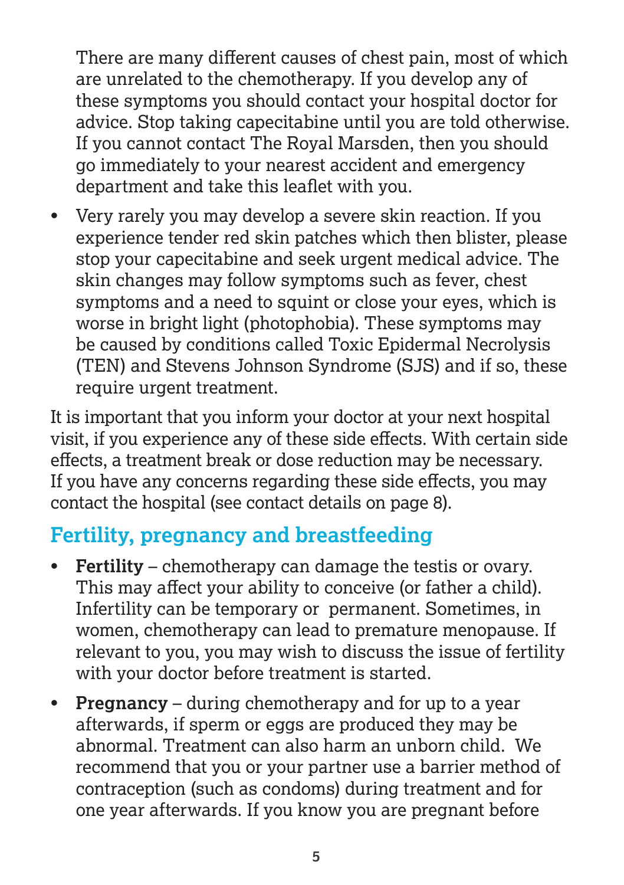There are many different causes of chest pain, most of which are unrelated to the chemotherapy. If you develop any of these symptoms you should contact your hospital doctor for advice. Stop taking capecitabine until you are told otherwise. If you cannot contact The Royal Marsden, then you should go immediately to your nearest accident and emergency department and take this leaflet with you.

- Very rarely you may develop a severe skin reaction. If you experience tender red skin patches which then blister, please stop your capecitabine and seek urgent medical advice. The skin changes may follow symptoms such as fever, chest symptoms and a need to squint or close your eyes, which is worse in bright light (photophobia). These symptoms may be caused by conditions called Toxic Epidermal Necrolysis (TEN) and Stevens Johnson Syndrome (SJS) and if so, these require urgent treatment.

It is important that you inform your doctor at your next hospital visit, if you experience any of these side effects. With certain side effects, a treatment break or dose reduction may be necessary. If you have any concerns regarding these side effects, you may contact the hospital (see contact details on page 8).

## Fertility, pregnancy and breastfeeding

- **Fertility** – chemotherapy can damage the testis or ovary. This may affect your ability to conceive (or father a child). Infertility can be temporary or permanent. Sometimes, in women, chemotherapy can lead to premature menopause. If relevant to you, you may wish to discuss the issue of fertility with your doctor before treatment is started.
- **Pregnancy** – during chemotherapy and for up to a year afterwards, if sperm or eggs are produced they may be abnormal. Treatment can also harm an unborn child. We recommend that you or your partner use a barrier method of contraception (such as condoms) during treatment and for one year afterwards. If you know you are pregnant before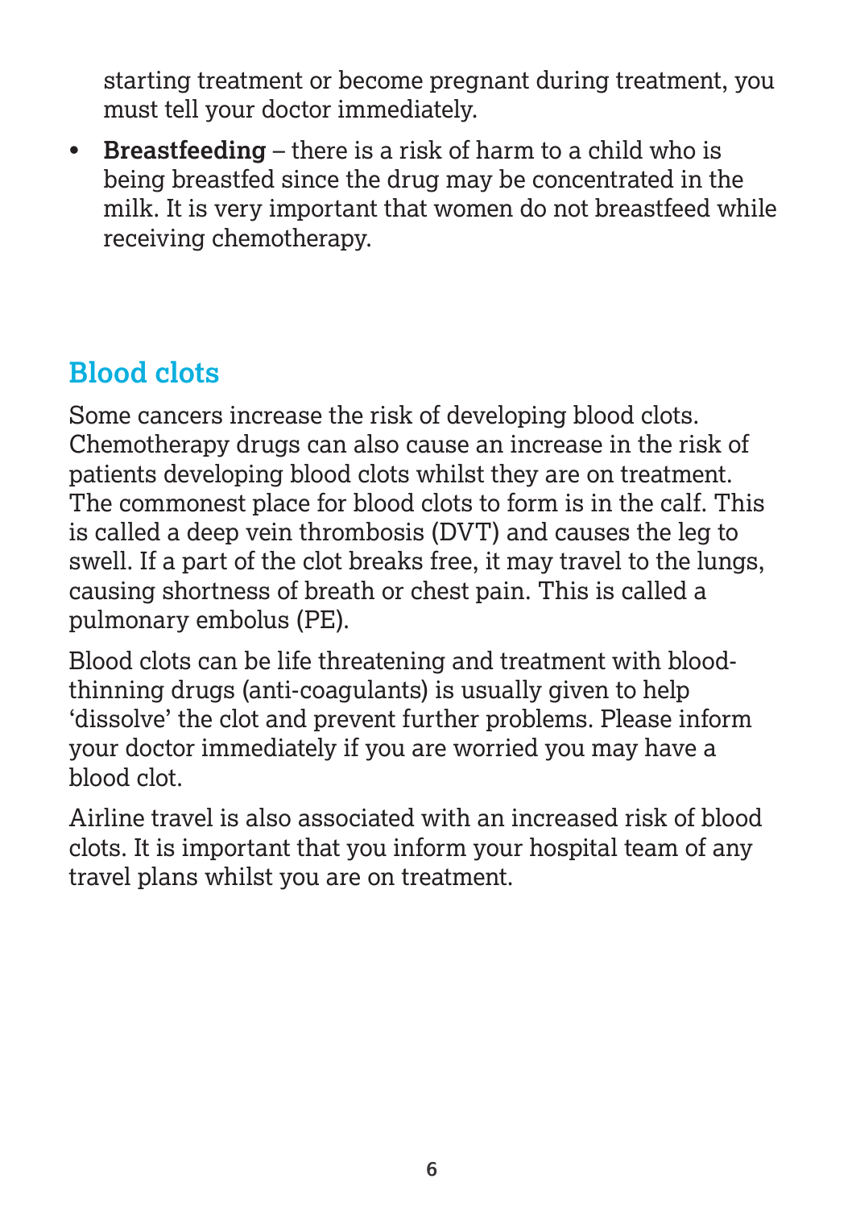starting treatment or become pregnant during treatment, you must tell your doctor immediately.

- **Breastfeeding** – there is a risk of harm to a child who is being breastfed since the drug may be concentrated in the milk. It is very important that women do not breastfeed while receiving chemotherapy.

## Blood clots

Some cancers increase the risk of developing blood clots. Chemotherapy drugs can also cause an increase in the risk of patients developing blood clots whilst they are on treatment. The commonest place for blood clots to form is in the calf. This is called a deep vein thrombosis (DVT) and causes the leg to swell. If a part of the clot breaks free, it may travel to the lungs, causing shortness of breath or chest pain. This is called a pulmonary embolus (PE).

Blood clots can be life threatening and treatment with blood-thinning drugs (anti-coagulants) is usually given to help 'dissolve' the clot and prevent further problems. Please inform your doctor immediately if you are worried you may have a blood clot.

Airline travel is also associated with an increased risk of blood clots. It is important that you inform your hospital team of any travel plans whilst you are on treatment.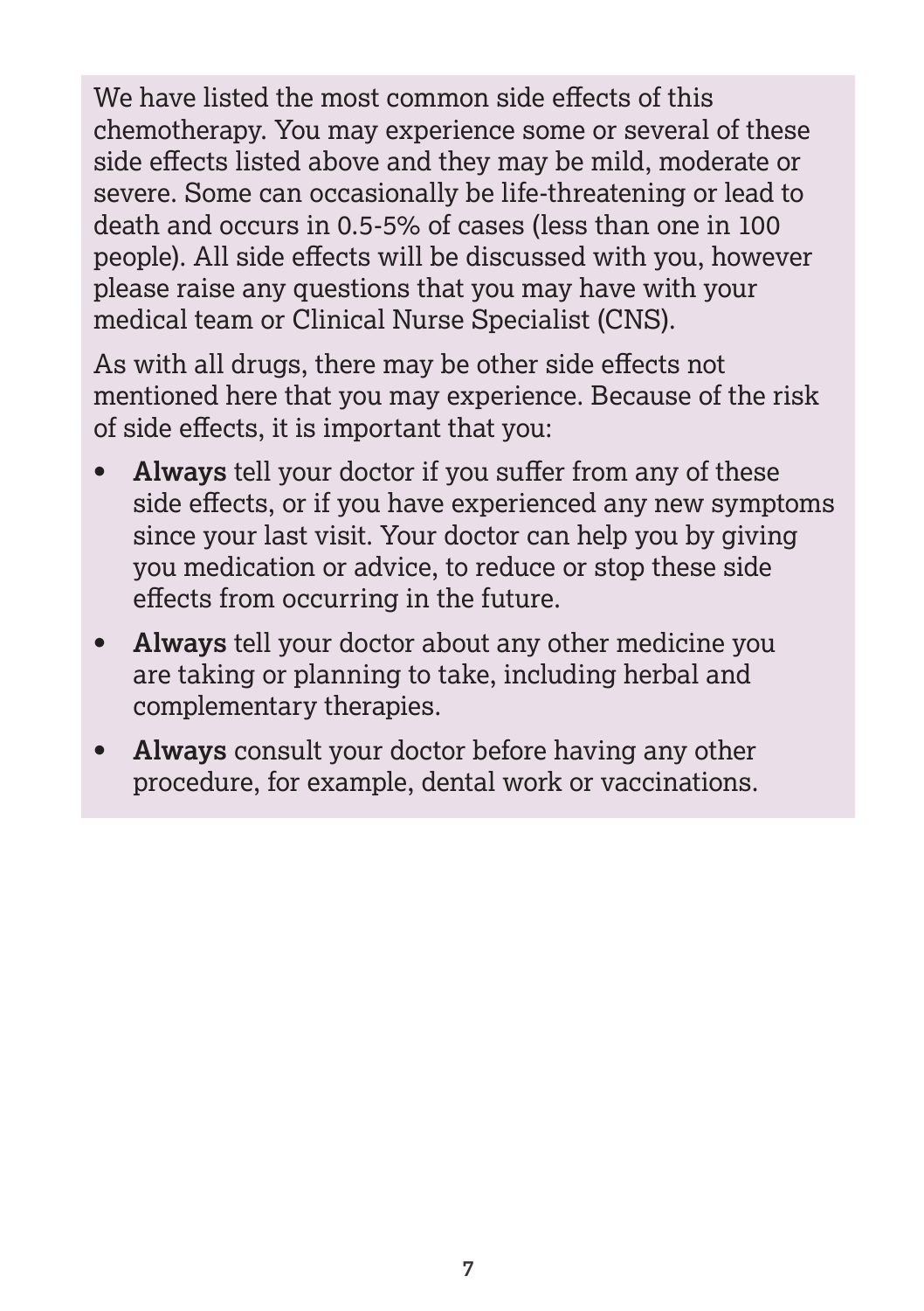We have listed the most common side effects of this chemotherapy. You may experience some or several of these side effects listed above and they may be mild, moderate or severe. Some can occasionally be life-threatening or lead to death and occurs in 0.5-5% of cases (less than one in 100 people). All side effects will be discussed with you, however please raise any questions that you may have with your medical team or Clinical Nurse Specialist (CNS).

As with all drugs, there may be other side effects not mentioned here that you may experience. Because of the risk of side effects, it is important that you:

- **Always** tell your doctor if you suffer from any of these side effects, or if you have experienced any new symptoms since your last visit. Your doctor can help you by giving you medication or advice, to reduce or stop these side effects from occurring in the future.
- **Always** tell your doctor about any other medicine you are taking or planning to take, including herbal and complementary therapies.
- **Always** consult your doctor before having any other procedure, for example, dental work or vaccinations.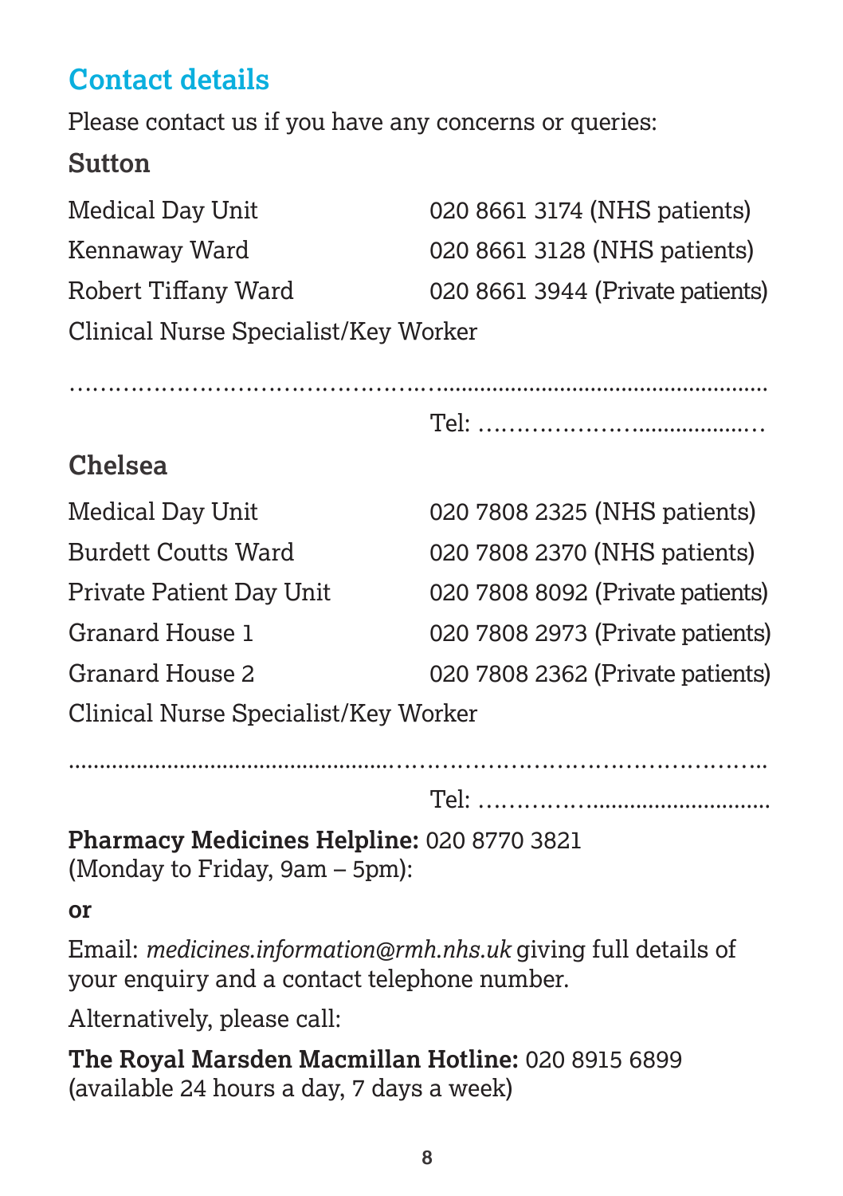## Contact details

Please contact us if you have any concerns or queries:

### Sutton

| | |
|---|---|
| Medical Day Unit | 020 8661 3174 (NHS patients) |
| Kennaway Ward | 020 8661 3128 (NHS patients) |
| Robert Tiffany Ward | 020 8661 3944 (Private patients) |

Clinical Nurse Specialist/Key Worker

………………………………………......................................................

Tel: …………………..................…

### Chelsea

| | |
|---|---|
| Medical Day Unit | 020 7808 2325 (NHS patients) |
| Burdett Coutts Ward | 020 7808 2370 (NHS patients) |
| Private Patient Day Unit | 020 7808 8092 (Private patients) |
| Granard House 1 | 020 7808 2973 (Private patients) |
| Granard House 2 | 020 7808 2362 (Private patients) |

Clinical Nurse Specialist/Key Worker

.....................................................……………………………………………..

Tel: ……………..............................

**Pharmacy Medicines Helpline:** 020 8770 3821
(Monday to Friday, 9am – 5pm):

**or**

Email: *medicines.information@rmh.nhs.uk* giving full details of your enquiry and a contact telephone number.

Alternatively, please call:

**The Royal Marsden Macmillan Hotline:** 020 8915 6899
(available 24 hours a day, 7 days a week)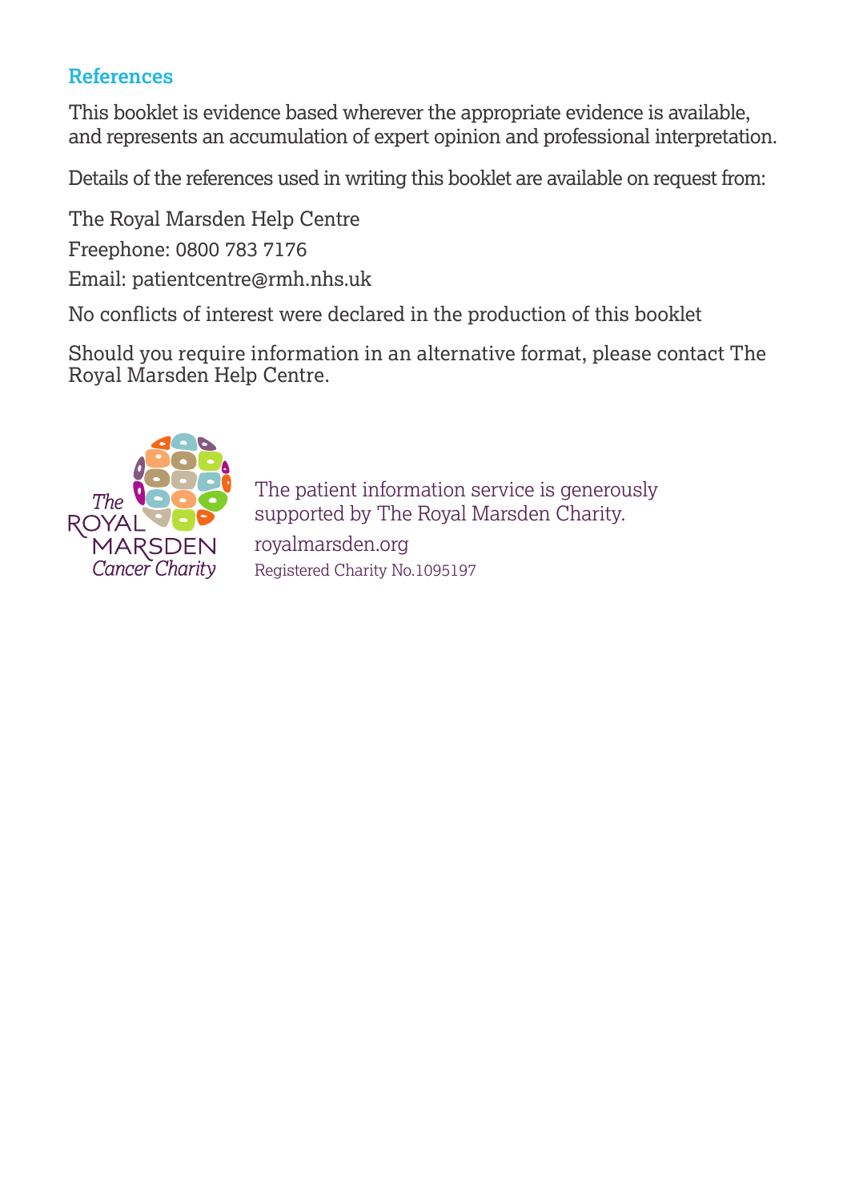## References

This booklet is evidence based wherever the appropriate evidence is available, and represents an accumulation of expert opinion and professional interpretation.

Details of the references used in writing this booklet are available on request from:

The Royal Marsden Help Centre

Freephone: 0800 783 7176

Email: patientcentre@rmh.nhs.uk

No conflicts of interest were declared in the production of this booklet

Should you require information in an alternative format, please contact The Royal Marsden Help Centre.

The Royal Marsden Cancer Charity

The patient information service is generously supported by The Royal Marsden Charity.

royalmarsden.org

Registered Charity No.1095197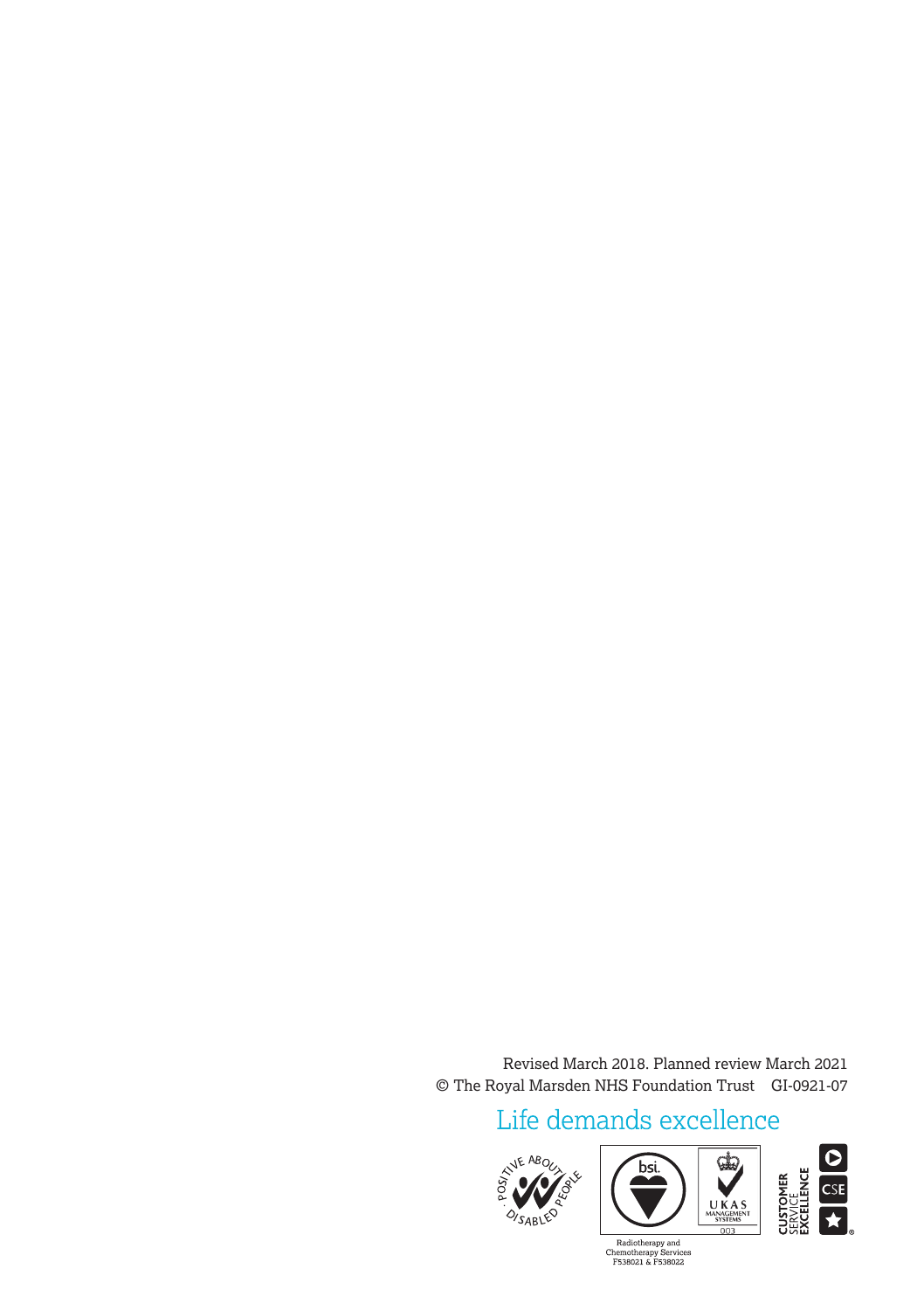Revised March 2018. Planned review March 2021
© The Royal Marsden NHS Foundation Trust GI-0921-07

Life demands excellence

Radiotherapy and
Chemotherapy Services
F538021 & F538022